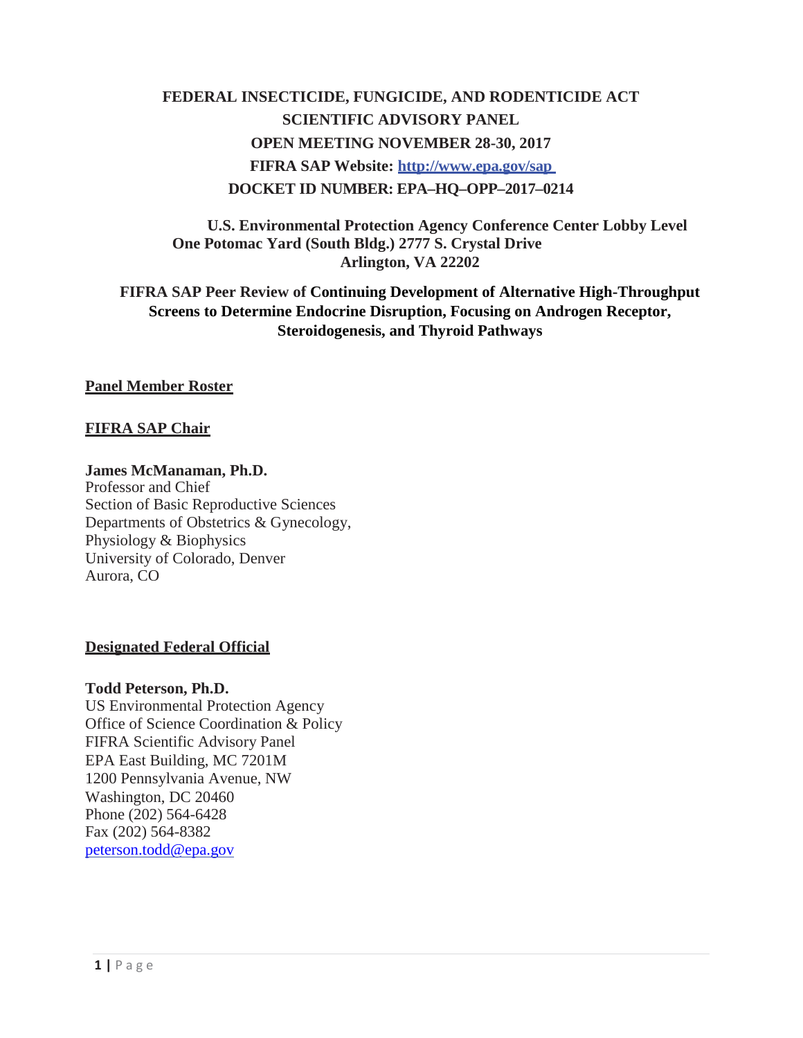# FEDERAL INSECTICIDE, FUNGICIDE, AND RODENTICIDE ACT SCIENTIFIC ADVISORY PANEL OPEN MEETING NOVEMBER 28-30, 2017

**FIFRA SAP Website: http://www.epa.gov/sap**

**DOCKET ID NUMBER: EPA–HQ–OPP–2017–0214**

**U.S. Environmental Protection Agency Conference Center Lobby Level**
**One Potomac Yard (South Bldg.) 2777 S. Crystal Drive**
**Arlington, VA 22202**

**FIFRA SAP Peer Review of Continuing Development of Alternative High-Throughput Screens to Determine Endocrine Disruption, Focusing on Androgen Receptor, Steroidogenesis, and Thyroid Pathways**

## Panel Member Roster

### FIFRA SAP Chair

**James McManaman, Ph.D.**
Professor and Chief
Section of Basic Reproductive Sciences
Departments of Obstetrics & Gynecology,
Physiology & Biophysics
University of Colorado, Denver
Aurora, CO

### Designated Federal Official

**Todd Peterson, Ph.D.**
US Environmental Protection Agency
Office of Science Coordination & Policy
FIFRA Scientific Advisory Panel
EPA East Building, MC 7201M
1200 Pennsylvania Avenue, NW
Washington, DC 20460
Phone (202) 564-6428
Fax (202) 564-8382
peterson.todd@epa.gov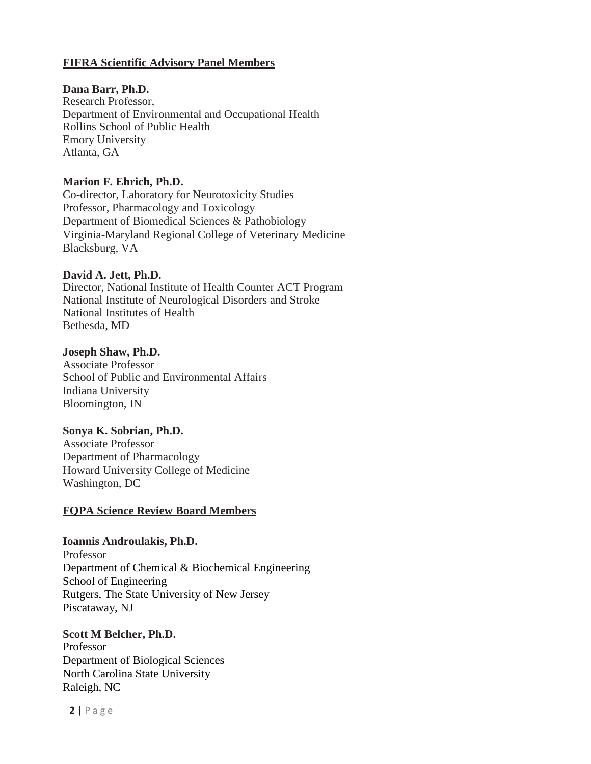## FIFRA Scientific Advisory Panel Members

**Dana Barr, Ph.D.**
Research Professor,
Department of Environmental and Occupational Health
Rollins School of Public Health
Emory University
Atlanta, GA

**Marion F. Ehrich, Ph.D.**
Co-director, Laboratory for Neurotoxicity Studies
Professor, Pharmacology and Toxicology
Department of Biomedical Sciences & Pathobiology
Virginia-Maryland Regional College of Veterinary Medicine
Blacksburg, VA

**David A. Jett, Ph.D.**
Director, National Institute of Health Counter ACT Program
National Institute of Neurological Disorders and Stroke
National Institutes of Health
Bethesda, MD

**Joseph Shaw, Ph.D.**
Associate Professor
School of Public and Environmental Affairs
Indiana University
Bloomington, IN

**Sonya K. Sobrian, Ph.D.**
Associate Professor
Department of Pharmacology
Howard University College of Medicine
Washington, DC

## FQPA Science Review Board Members

**Ioannis Androulakis, Ph.D.**
Professor
Department of Chemical & Biochemical Engineering
School of Engineering
Rutgers, The State University of New Jersey
Piscataway, NJ

**Scott M Belcher, Ph.D.**
Professor
Department of Biological Sciences
North Carolina State University
Raleigh, NC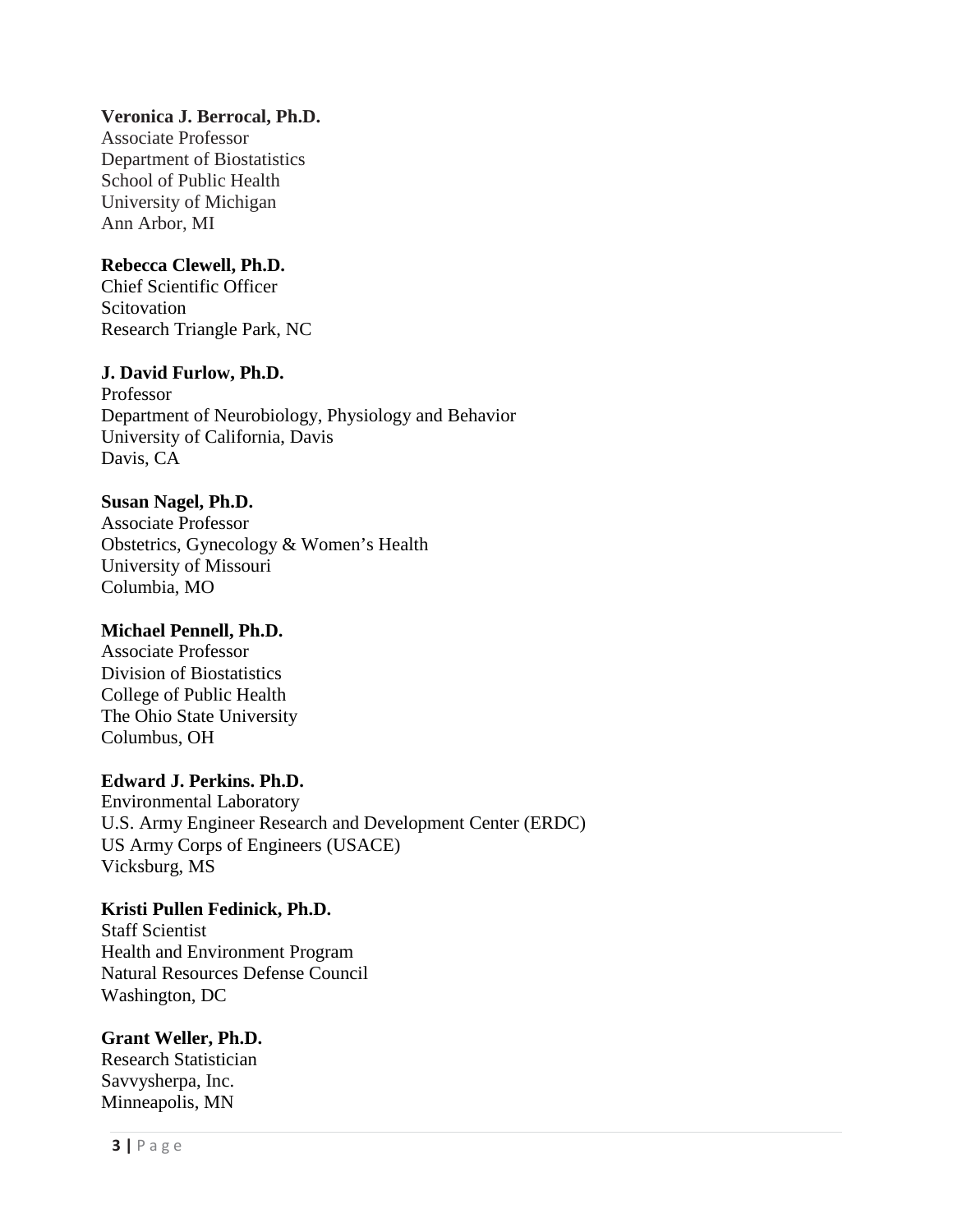**Veronica J. Berrocal, Ph.D.**
Associate Professor
Department of Biostatistics
School of Public Health
University of Michigan
Ann Arbor, MI

**Rebecca Clewell, Ph.D.**
Chief Scientific Officer
Scitovation
Research Triangle Park, NC

**J. David Furlow, Ph.D.**
Professor
Department of Neurobiology, Physiology and Behavior
University of California, Davis
Davis, CA

**Susan Nagel, Ph.D.**
Associate Professor
Obstetrics, Gynecology & Women's Health
University of Missouri
Columbia, MO

**Michael Pennell, Ph.D.**
Associate Professor
Division of Biostatistics
College of Public Health
The Ohio State University
Columbus, OH

**Edward J. Perkins. Ph.D.**
Environmental Laboratory
U.S. Army Engineer Research and Development Center (ERDC)
US Army Corps of Engineers (USACE)
Vicksburg, MS

**Kristi Pullen Fedinick, Ph.D.**
Staff Scientist
Health and Environment Program
Natural Resources Defense Council
Washington, DC

**Grant Weller, Ph.D.**
Research Statistician
Savvysherpa, Inc.
Minneapolis, MN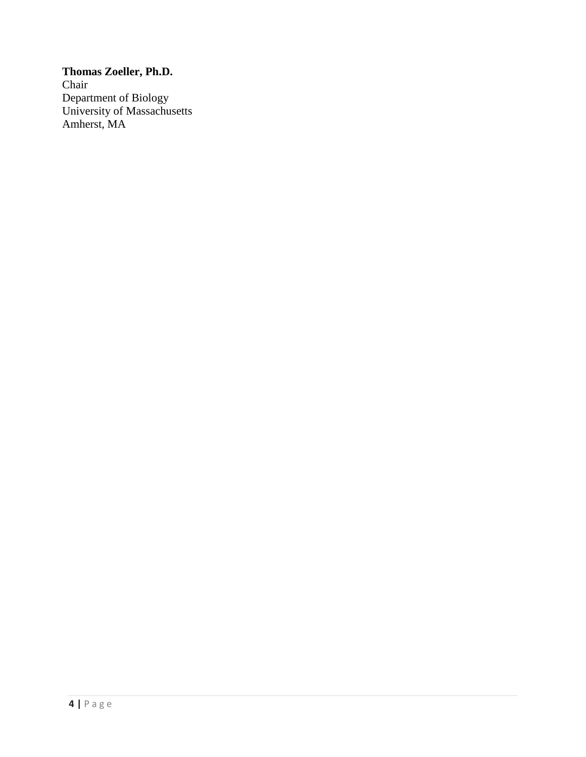**Thomas Zoeller, Ph.D.**
Chair
Department of Biology
University of Massachusetts
Amherst, MA